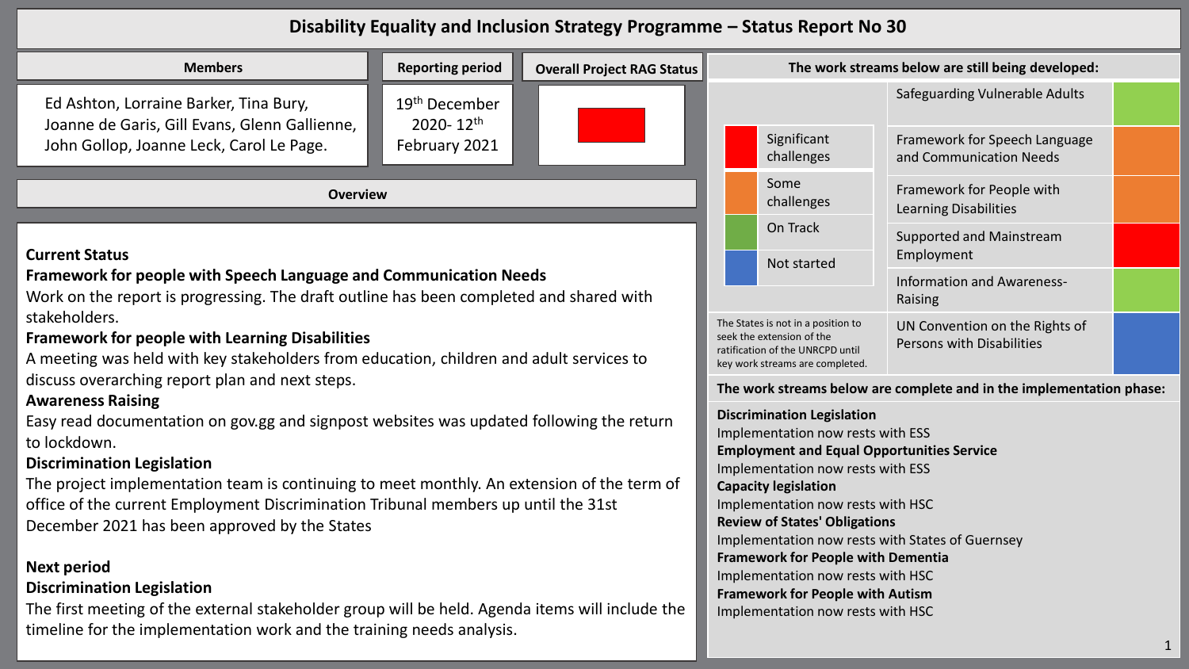# Disability Equality and Inclusion Strategy Programme – Status Report No 30

| Members | Reporting period | Overall Project RAG Status |
|---|---|---|
| Ed Ashton, Lorraine Barker, Tina Bury, Joanne de Garis, Gill Evans, Glenn Gallienne, John Gollop, Joanne Leck, Carol Le Page. | 19th December 2020- 12th February 2021 | Red |

## Overview

**Current Status**

**Framework for people with Speech Language and Communication Needs**

Work on the report is progressing. The draft outline has been completed and shared with stakeholders.

**Framework for people with Learning Disabilities**

A meeting was held with key stakeholders from education, children and adult services to discuss overarching report plan and next steps.

**Awareness Raising**

Easy read documentation on gov.gg and signpost websites was updated following the return to lockdown.

**Discrimination Legislation**

The project implementation team is continuing to meet monthly. An extension of the term of office of the current Employment Discrimination Tribunal members up until the 31st December 2021 has been approved by the States

**Next period**

**Discrimination Legislation**

The first meeting of the external stakeholder group will be held. Agenda items will include the timeline for the implementation work and the training needs analysis.

## The work streams below are still being developed:

Key: Red – Significant challenges; Orange – Some challenges; Green – On Track; Blue – Not started

| Work stream | Status |
|---|---|
| Safeguarding Vulnerable Adults | Green |
| Framework for Speech Language and Communication Needs | Orange |
| Framework for People with Learning Disabilities | Orange |
| Supported and Mainstream Employment | Red |
| Information and Awareness-Raising | Green |
| UN Convention on the Rights of Persons with Disabilities | Blue |

The States is not in a position to seek the extension of the ratification of the UNRCPD until key work streams are completed.

## The work streams below are complete and in the implementation phase:

**Discrimination Legislation**
Implementation now rests with ESS

**Employment and Equal Opportunities Service**
Implementation now rests with ESS

**Capacity legislation**
Implementation now rests with HSC

**Review of States' Obligations**
Implementation now rests with States of Guernsey

**Framework for People with Dementia**
Implementation now rests with HSC

**Framework for People with Autism**
Implementation now rests with HSC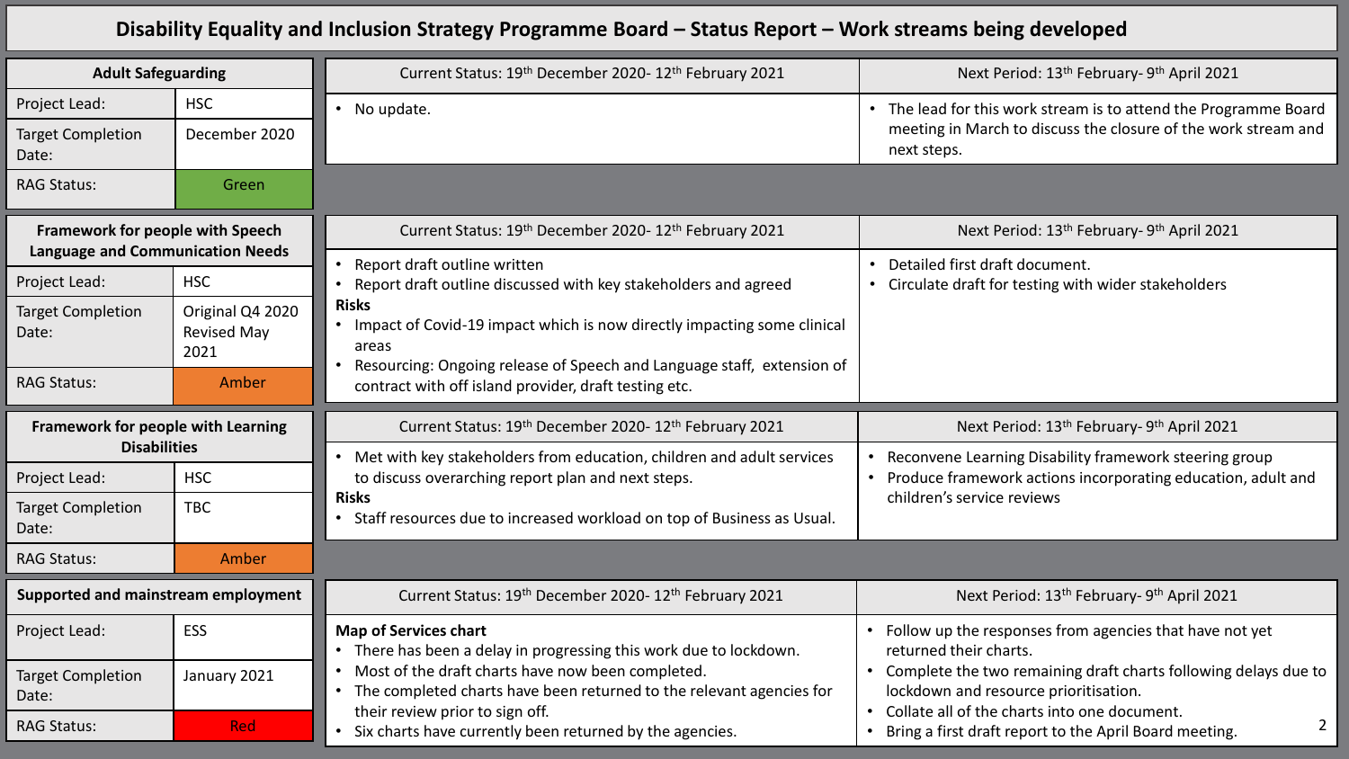# Disability Equality and Inclusion Strategy Programme Board – Status Report – Work streams being developed

## Adult Safeguarding

| | |
|---|---|
| Project Lead: | HSC |
| Target Completion Date: | December 2020 |
| RAG Status: | Green |

| Current Status: 19th December 2020- 12th February 2021 | Next Period: 13th February- 9th April 2021 |
|---|---|
| • No update. | • The lead for this work stream is to attend the Programme Board meeting in March to discuss the closure of the work stream and next steps. |

## Framework for people with Speech Language and Communication Needs

| | |
|---|---|
| Project Lead: | HSC |
| Target Completion Date: | Original Q4 2020 Revised May 2021 |
| RAG Status: | Amber |

| Current Status: 19th December 2020- 12th February 2021 | Next Period: 13th February- 9th April 2021 |
|---|---|
| • Report draft outline written<br>• Report draft outline discussed with key stakeholders and agreed<br>**Risks**<br>• Impact of Covid-19 impact which is now directly impacting some clinical areas<br>• Resourcing: Ongoing release of Speech and Language staff, extension of contract with off island provider, draft testing etc. | • Detailed first draft document.<br>• Circulate draft for testing with wider stakeholders |

## Framework for people with Learning Disabilities

| | |
|---|---|
| Project Lead: | HSC |
| Target Completion Date: | TBC |
| RAG Status: | Amber |

| Current Status: 19th December 2020- 12th February 2021 | Next Period: 13th February- 9th April 2021 |
|---|---|
| • Met with key stakeholders from education, children and adult services to discuss overarching report plan and next steps.<br>**Risks**<br>• Staff resources due to increased workload on top of Business as Usual. | • Reconvene Learning Disability framework steering group<br>• Produce framework actions incorporating education, adult and children's service reviews |

## Supported and mainstream employment

| | |
|---|---|
| Project Lead: | ESS |
| Target Completion Date: | January 2021 |
| RAG Status: | Red |

| Current Status: 19th December 2020- 12th February 2021 | Next Period: 13th February- 9th April 2021 |
|---|---|
| **Map of Services chart**<br>• There has been a delay in progressing this work due to lockdown.<br>• Most of the draft charts have now been completed.<br>• The completed charts have been returned to the relevant agencies for their review prior to sign off.<br>• Six charts have currently been returned by the agencies. | • Follow up the responses from agencies that have not yet returned their charts.<br>• Complete the two remaining draft charts following delays due to lockdown and resource prioritisation.<br>• Collate all of the charts into one document.<br>• Bring a first draft report to the April Board meeting. |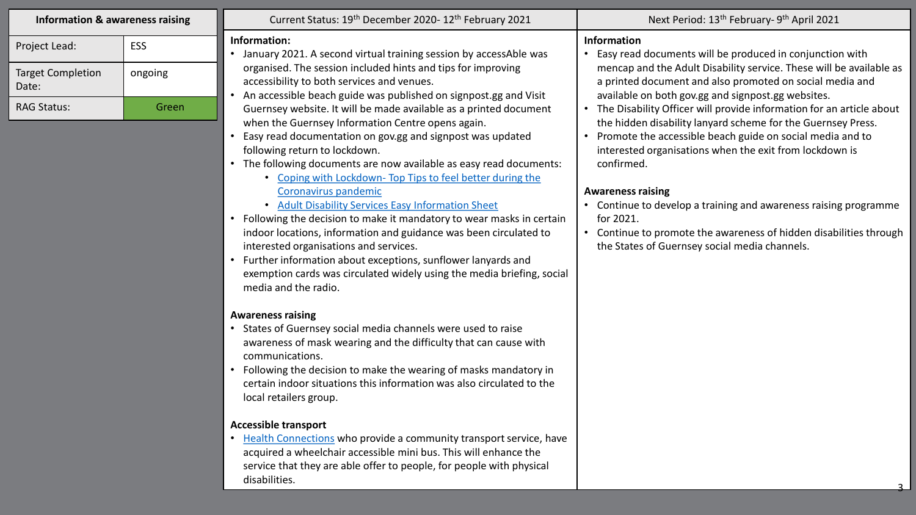| Information & awareness raising | |
|---|---|
| Project Lead: | ESS |
| Target Completion Date: | ongoing |
| RAG Status: | Green |

## Current Status: 19th December 2020- 12th February 2021

**Information:**

- January 2021. A second virtual training session by accessAble was organised. The session included hints and tips for improving accessibility to both services and venues.
- An accessible beach guide was published on signpost.gg and Visit Guernsey website. It will be made available as a printed document when the Guernsey Information Centre opens again.
- Easy read documentation on gov.gg and signpost was updated following return to lockdown.
- The following documents are now available as easy read documents:
  - Coping with Lockdown- Top Tips to feel better during the Coronavirus pandemic
  - Adult Disability Services Easy Information Sheet
- Following the decision to make it mandatory to wear masks in certain indoor locations, information and guidance was been circulated to interested organisations and services.
- Further information about exceptions, sunflower lanyards and exemption cards was circulated widely using the media briefing, social media and the radio.

**Awareness raising**

- States of Guernsey social media channels were used to raise awareness of mask wearing and the difficulty that can cause with communications.
- Following the decision to make the wearing of masks mandatory in certain indoor situations this information was also circulated to the local retailers group.

**Accessible transport**

- Health Connections who provide a community transport service, have acquired a wheelchair accessible mini bus. This will enhance the service that they are able offer to people, for people with physical disabilities.

## Next Period: 13th February- 9th April 2021

**Information**

- Easy read documents will be produced in conjunction with mencap and the Adult Disability service. These will be available as a printed document and also promoted on social media and available on both gov.gg and signpost.gg websites.
- The Disability Officer will provide information for an article about the hidden disability lanyard scheme for the Guernsey Press.
- Promote the accessible beach guide on social media and to interested organisations when the exit from lockdown is confirmed.

**Awareness raising**

- Continue to develop a training and awareness raising programme for 2021.
- Continue to promote the awareness of hidden disabilities through the States of Guernsey social media channels.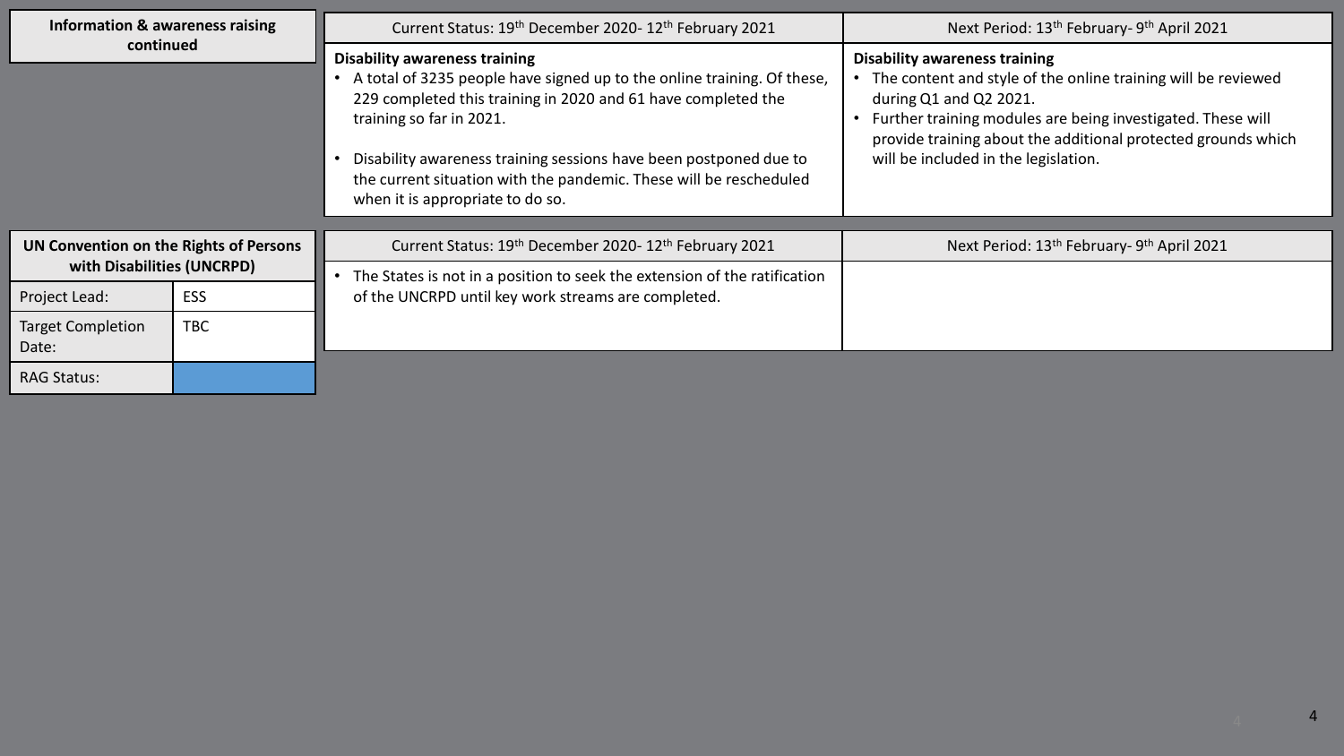| Information & awareness raising continued | Current Status: 19th December 2020- 12th February 2021 | Next Period: 13th February- 9th April 2021 |
| --- | --- | --- |
| | **Disability awareness training**<br>• A total of 3235 people have signed up to the online training. Of these, 229 completed this training in 2020 and 61 have completed the training so far in 2021.<br>• Disability awareness training sessions have been postponed due to the current situation with the pandemic. These will be rescheduled when it is appropriate to do so. | **Disability awareness training**<br>• The content and style of the online training will be reviewed during Q1 and Q2 2021.<br>• Further training modules are being investigated. These will provide training about the additional protected grounds which will be included in the legislation. |

| UN Convention on the Rights of Persons with Disabilities (UNCRPD) | | Current Status: 19th December 2020- 12th February 2021 | Next Period: 13th February- 9th April 2021 |
| --- | --- | --- | --- |
| Project Lead: | ESS | • The States is not in a position to seek the extension of the ratification of the UNCRPD until key work streams are completed. | |
| Target Completion Date: | TBC | | |
| RAG Status: | | | |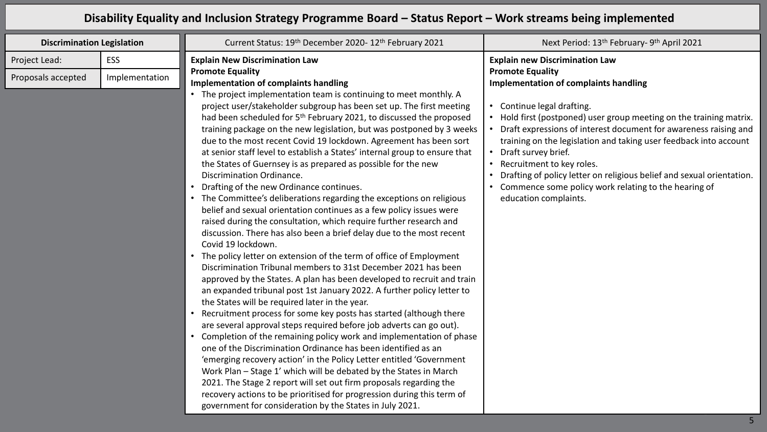# Disability Equality and Inclusion Strategy Programme Board – Status Report – Work streams being implemented

| Discrimination Legislation | |
|---|---|
| Project Lead: | ESS |
| Proposals accepted | Implementation |

## Current Status: 19th December 2020- 12th February 2021

**Explain New Discrimination Law**
**Promote Equality**
**Implementation of complaints handling**

- The project implementation team is continuing to meet monthly. A project user/stakeholder subgroup has been set up. The first meeting had been scheduled for 5th February 2021, to discussed the proposed training package on the new legislation, but was postponed by 3 weeks due to the most recent Covid 19 lockdown. Agreement has been sort at senior staff level to establish a States' internal group to ensure that the States of Guernsey is as prepared as possible for the new Discrimination Ordinance.
- Drafting of the new Ordinance continues.
- The Committee's deliberations regarding the exceptions on religious belief and sexual orientation continues as a few policy issues were raised during the consultation, which require further research and discussion. There has also been a brief delay due to the most recent Covid 19 lockdown.
- The policy letter on extension of the term of office of Employment Discrimination Tribunal members to 31st December 2021 has been approved by the States. A plan has been developed to recruit and train an expanded tribunal post 1st January 2022. A further policy letter to the States will be required later in the year.
- Recruitment process for some key posts has started (although there are several approval steps required before job adverts can go out).
- Completion of the remaining policy work and implementation of phase one of the Discrimination Ordinance has been identified as an 'emerging recovery action' in the Policy Letter entitled 'Government Work Plan – Stage 1' which will be debated by the States in March 2021. The Stage 2 report will set out firm proposals regarding the recovery actions to be prioritised for progression during this term of government for consideration by the States in July 2021.

## Next Period: 13th February- 9th April 2021

**Explain new Discrimination Law**
**Promote Equality**
**Implementation of complaints handling**

- Continue legal drafting.
- Hold first (postponed) user group meeting on the training matrix.
- Draft expressions of interest document for awareness raising and training on the legislation and taking user feedback into account
- Draft survey brief.
- Recruitment to key roles.
- Drafting of policy letter on religious belief and sexual orientation.
- Commence some policy work relating to the hearing of education complaints.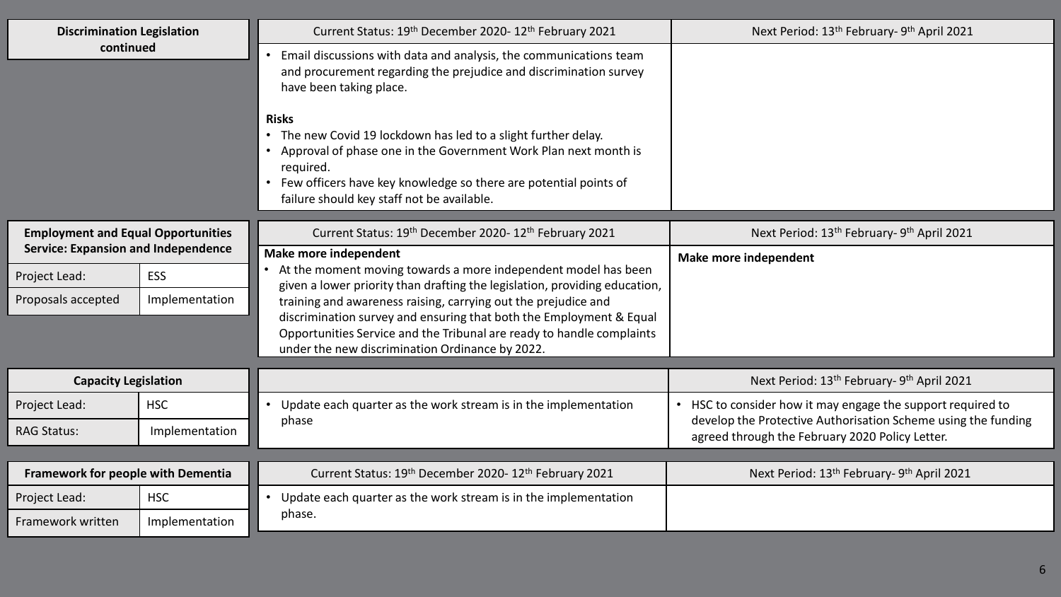## Discrimination Legislation continued

| Current Status: 19th December 2020- 12th February 2021 | Next Period: 13th February- 9th April 2021 |
|---|---|
| • Email discussions with data and analysis, the communications team and procurement regarding the prejudice and discrimination survey have been taking place.<br><br>**Risks**<br>• The new Covid 19 lockdown has led to a slight further delay.<br>• Approval of phase one in the Government Work Plan next month is required.<br>• Few officers have key knowledge so there are potential points of failure should key staff not be available. | |

## Employment and Equal Opportunities Service: Expansion and Independence

| | |
|---|---|
| Project Lead: | ESS |
| Proposals accepted | Implementation |

| Current Status: 19th December 2020- 12th February 2021 | Next Period: 13th February- 9th April 2021 |
|---|---|
| **Make more independent**<br>• At the moment moving towards a more independent model has been given a lower priority than drafting the legislation, providing education, training and awareness raising, carrying out the prejudice and discrimination survey and ensuring that both the Employment & Equal Opportunities Service and the Tribunal are ready to handle complaints under the new discrimination Ordinance by 2022. | **Make more independent** |

## Capacity Legislation

| | |
|---|---|
| Project Lead: | HSC |
| RAG Status: | Implementation |

| | Next Period: 13th February- 9th April 2021 |
|---|---|
| • Update each quarter as the work stream is in the implementation phase | • HSC to consider how it may engage the support required to develop the Protective Authorisation Scheme using the funding agreed through the February 2020 Policy Letter. |

## Framework for people with Dementia

| | |
|---|---|
| Project Lead: | HSC |
| Framework written | Implementation |

| Current Status: 19th December 2020- 12th February 2021 | Next Period: 13th February- 9th April 2021 |
|---|---|
| • Update each quarter as the work stream is in the implementation phase. | |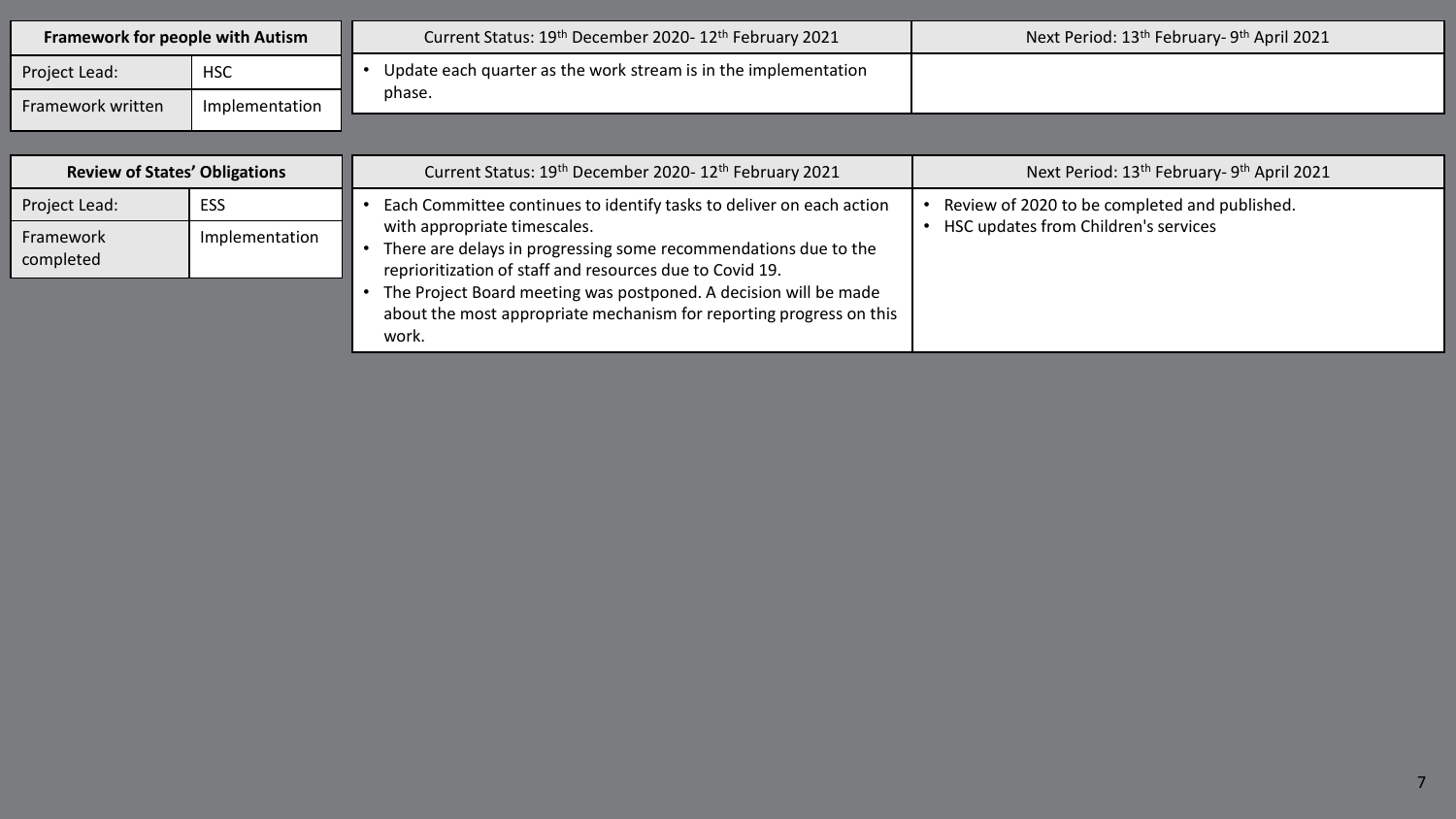| Framework for people with Autism | |
|---|---|
| Project Lead: | HSC |
| Framework written | Implementation |

| Current Status: 19th December 2020- 12th February 2021 | Next Period: 13th February- 9th April 2021 |
|---|---|
| • Update each quarter as the work stream is in the implementation phase. | |

| Review of States' Obligations | |
|---|---|
| Project Lead: | ESS |
| Framework completed | Implementation |

| Current Status: 19th December 2020- 12th February 2021 | Next Period: 13th February- 9th April 2021 |
|---|---|
| • Each Committee continues to identify tasks to deliver on each action with appropriate timescales.<br>• There are delays in progressing some recommendations due to the reprioritization of staff and resources due to Covid 19.<br>• The Project Board meeting was postponed. A decision will be made about the most appropriate mechanism for reporting progress on this work. | • Review of 2020 to be completed and published.<br>• HSC updates from Children's services |